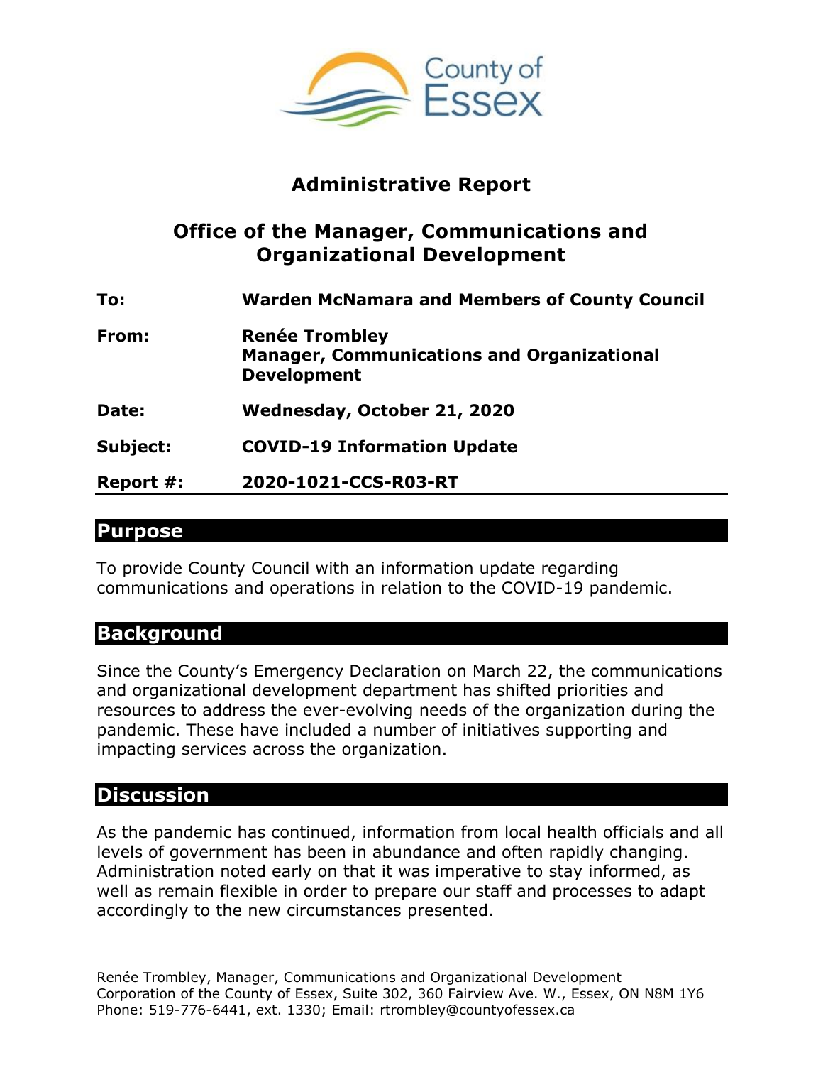County of Essex

# Administrative Report

## Office of the Manager, Communications and Organizational Development

**To:** Warden McNamara and Members of County Council

**From:** Renée Trombley
Manager, Communications and Organizational Development

**Date:** Wednesday, October 21, 2020

**Subject:** COVID-19 Information Update

**Report #:** 2020-1021-CCS-R03-RT

## Purpose

To provide County Council with an information update regarding communications and operations in relation to the COVID-19 pandemic.

## Background

Since the County's Emergency Declaration on March 22, the communications and organizational development department has shifted priorities and resources to address the ever-evolving needs of the organization during the pandemic. These have included a number of initiatives supporting and impacting services across the organization.

## Discussion

As the pandemic has continued, information from local health officials and all levels of government has been in abundance and often rapidly changing. Administration noted early on that it was imperative to stay informed, as well as remain flexible in order to prepare our staff and processes to adapt accordingly to the new circumstances presented.

Renée Trombley, Manager, Communications and Organizational Development
Corporation of the County of Essex, Suite 302, 360 Fairview Ave. W., Essex, ON N8M 1Y6
Phone: 519-776-6441, ext. 1330; Email: rtrombley@countyofessex.ca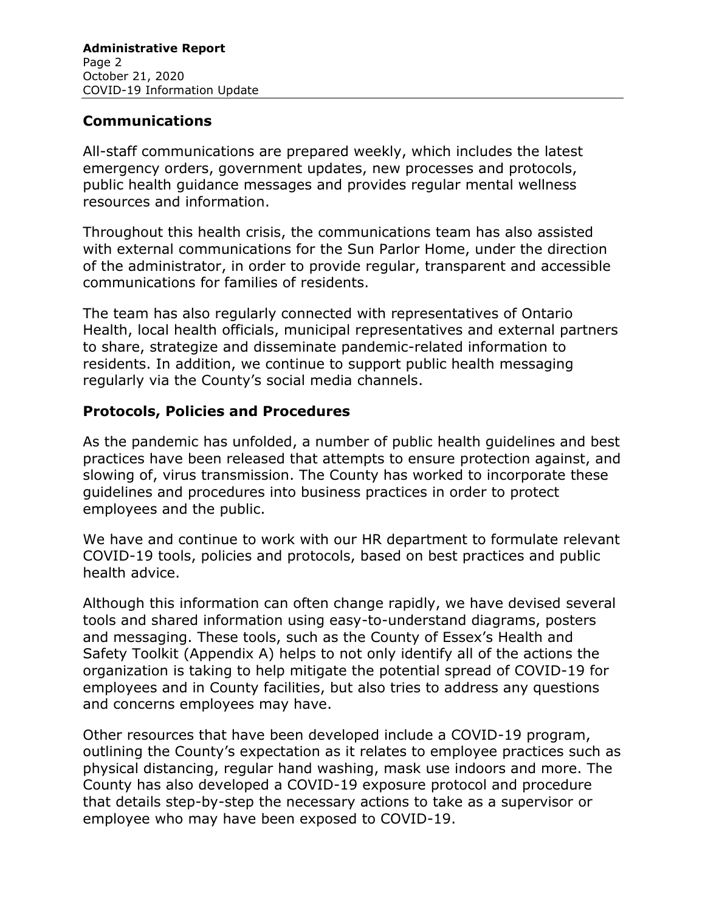## Communications

All-staff communications are prepared weekly, which includes the latest emergency orders, government updates, new processes and protocols, public health guidance messages and provides regular mental wellness resources and information.

Throughout this health crisis, the communications team has also assisted with external communications for the Sun Parlor Home, under the direction of the administrator, in order to provide regular, transparent and accessible communications for families of residents.

The team has also regularly connected with representatives of Ontario Health, local health officials, municipal representatives and external partners to share, strategize and disseminate pandemic-related information to residents. In addition, we continue to support public health messaging regularly via the County's social media channels.

## Protocols, Policies and Procedures

As the pandemic has unfolded, a number of public health guidelines and best practices have been released that attempts to ensure protection against, and slowing of, virus transmission. The County has worked to incorporate these guidelines and procedures into business practices in order to protect employees and the public.

We have and continue to work with our HR department to formulate relevant COVID-19 tools, policies and protocols, based on best practices and public health advice.

Although this information can often change rapidly, we have devised several tools and shared information using easy-to-understand diagrams, posters and messaging. These tools, such as the County of Essex's Health and Safety Toolkit (Appendix A) helps to not only identify all of the actions the organization is taking to help mitigate the potential spread of COVID-19 for employees and in County facilities, but also tries to address any questions and concerns employees may have.

Other resources that have been developed include a COVID-19 program, outlining the County's expectation as it relates to employee practices such as physical distancing, regular hand washing, mask use indoors and more. The County has also developed a COVID-19 exposure protocol and procedure that details step-by-step the necessary actions to take as a supervisor or employee who may have been exposed to COVID-19.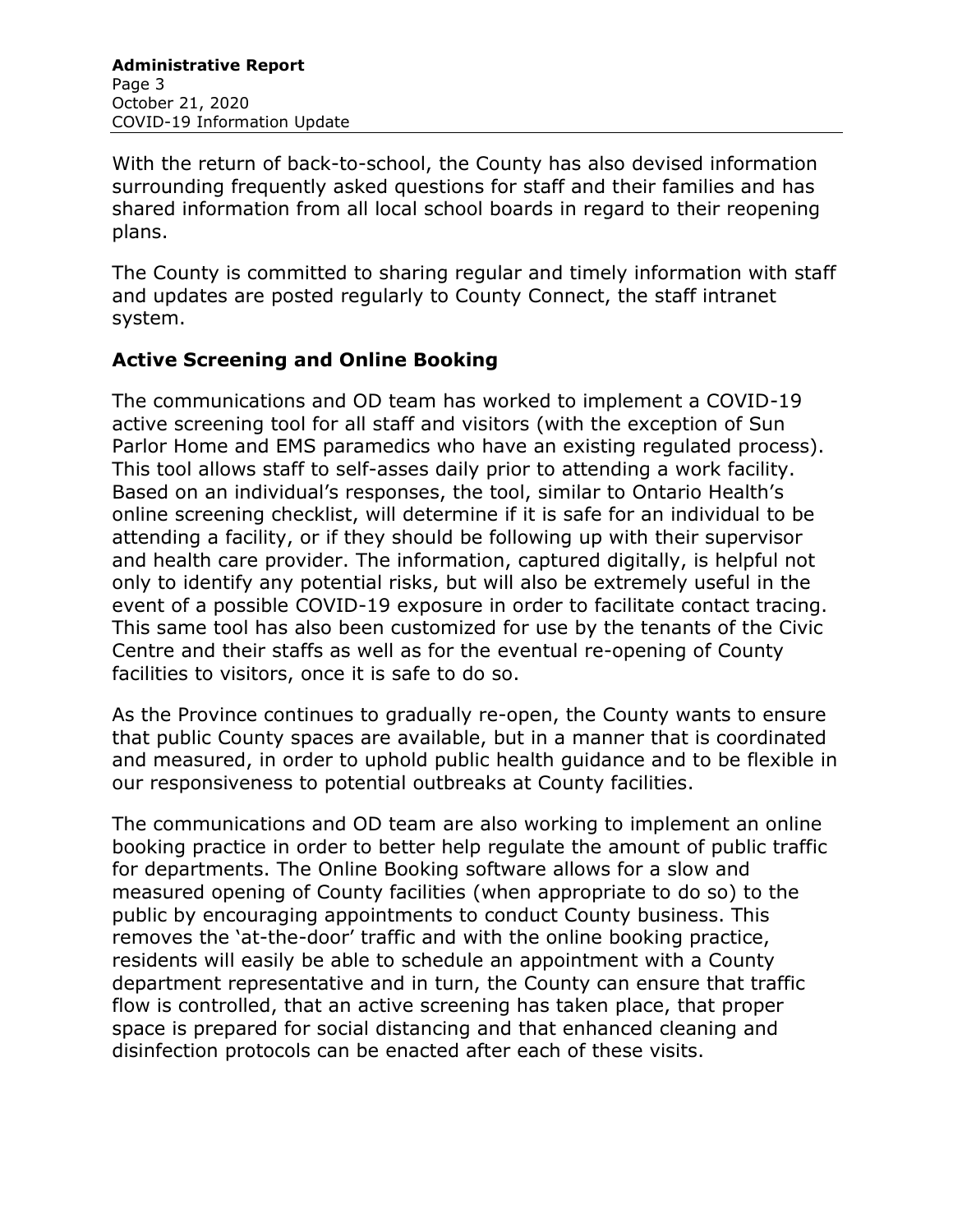With the return of back-to-school, the County has also devised information surrounding frequently asked questions for staff and their families and has shared information from all local school boards in regard to their reopening plans.

The County is committed to sharing regular and timely information with staff and updates are posted regularly to County Connect, the staff intranet system.

## Active Screening and Online Booking

The communications and OD team has worked to implement a COVID-19 active screening tool for all staff and visitors (with the exception of Sun Parlor Home and EMS paramedics who have an existing regulated process). This tool allows staff to self-asses daily prior to attending a work facility. Based on an individual's responses, the tool, similar to Ontario Health's online screening checklist, will determine if it is safe for an individual to be attending a facility, or if they should be following up with their supervisor and health care provider. The information, captured digitally, is helpful not only to identify any potential risks, but will also be extremely useful in the event of a possible COVID-19 exposure in order to facilitate contact tracing. This same tool has also been customized for use by the tenants of the Civic Centre and their staffs as well as for the eventual re-opening of County facilities to visitors, once it is safe to do so.

As the Province continues to gradually re-open, the County wants to ensure that public County spaces are available, but in a manner that is coordinated and measured, in order to uphold public health guidance and to be flexible in our responsiveness to potential outbreaks at County facilities.

The communications and OD team are also working to implement an online booking practice in order to better help regulate the amount of public traffic for departments. The Online Booking software allows for a slow and measured opening of County facilities (when appropriate to do so) to the public by encouraging appointments to conduct County business. This removes the 'at-the-door' traffic and with the online booking practice, residents will easily be able to schedule an appointment with a County department representative and in turn, the County can ensure that traffic flow is controlled, that an active screening has taken place, that proper space is prepared for social distancing and that enhanced cleaning and disinfection protocols can be enacted after each of these visits.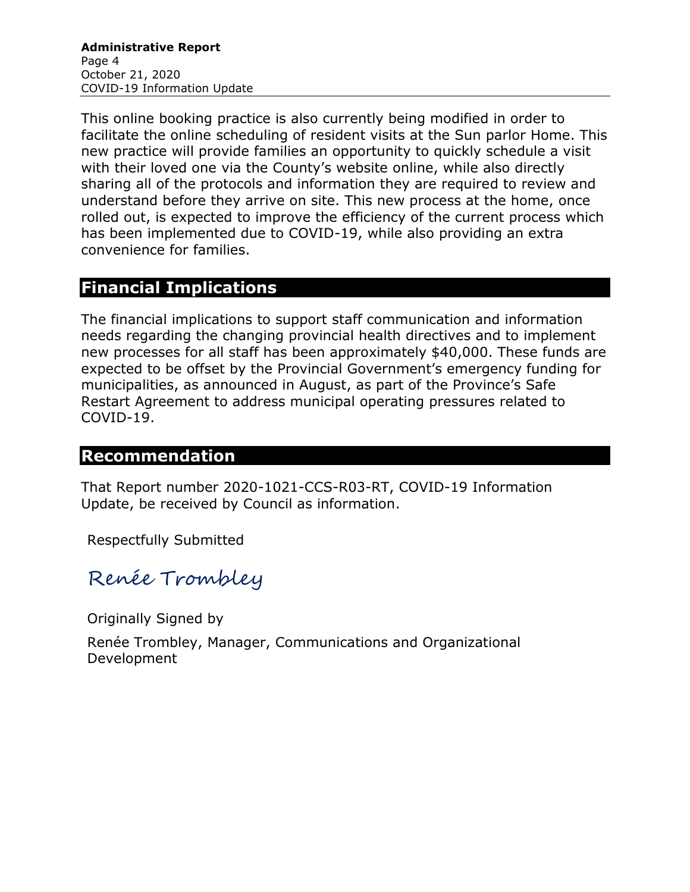This online booking practice is also currently being modified in order to facilitate the online scheduling of resident visits at the Sun parlor Home. This new practice will provide families an opportunity to quickly schedule a visit with their loved one via the County's website online, while also directly sharing all of the protocols and information they are required to review and understand before they arrive on site. This new process at the home, once rolled out, is expected to improve the efficiency of the current process which has been implemented due to COVID-19, while also providing an extra convenience for families.

## Financial Implications

The financial implications to support staff communication and information needs regarding the changing provincial health directives and to implement new processes for all staff has been approximately $40,000. These funds are expected to be offset by the Provincial Government's emergency funding for municipalities, as announced in August, as part of the Province's Safe Restart Agreement to address municipal operating pressures related to COVID-19.

## Recommendation

That Report number 2020-1021-CCS-R03-RT, COVID-19 Information Update, be received by Council as information.

Respectfully Submitted

Renée Trombley

Originally Signed by

Renée Trombley, Manager, Communications and Organizational Development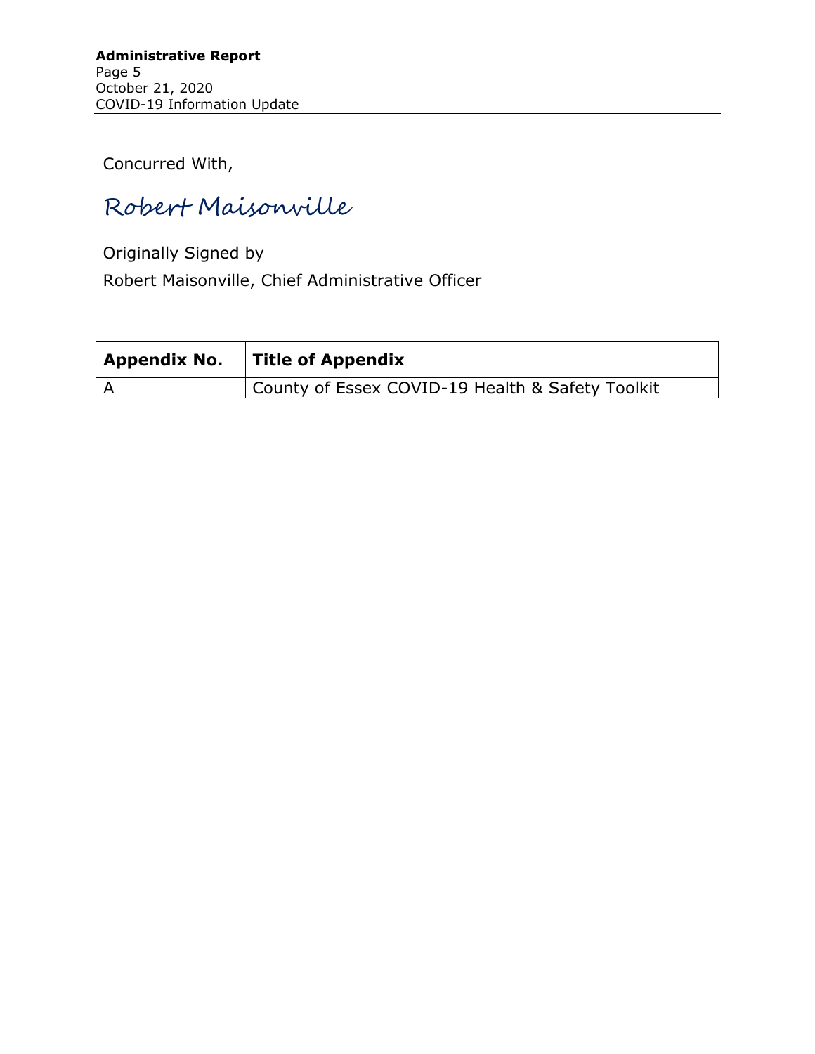Concurred With,

Robert Maisonville

Originally Signed by

Robert Maisonville, Chief Administrative Officer

| Appendix No. | Title of Appendix |
|---|---|
| A | County of Essex COVID-19 Health & Safety Toolkit |